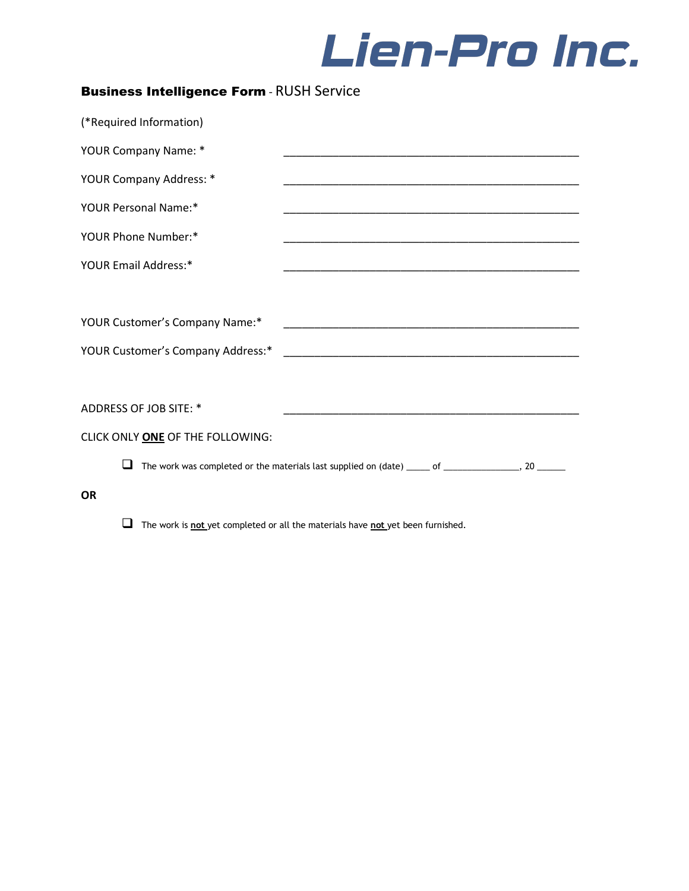# Lien-Pro Inc.

**Business Intelligence Form** - RUSH Service

(*Required Information)

YOUR Company Name: * ___________________________________________________

YOUR Company Address: * ___________________________________________________

YOUR Personal Name:* ___________________________________________________

YOUR Phone Number:* ___________________________________________________

YOUR Email Address:* ___________________________________________________

YOUR Customer's Company Name:* ___________________________________________________

YOUR Customer's Company Address:* ___________________________________________________

ADDRESS OF JOB SITE: * ___________________________________________________

CLICK ONLY **ONE** OF THE FOLLOWING:

- ☐ The work was completed or the materials last supplied on (date) _____ of ________________, 20 ______

**OR**

- ☐ The work is **not** yet completed or all the materials have **not** yet been furnished.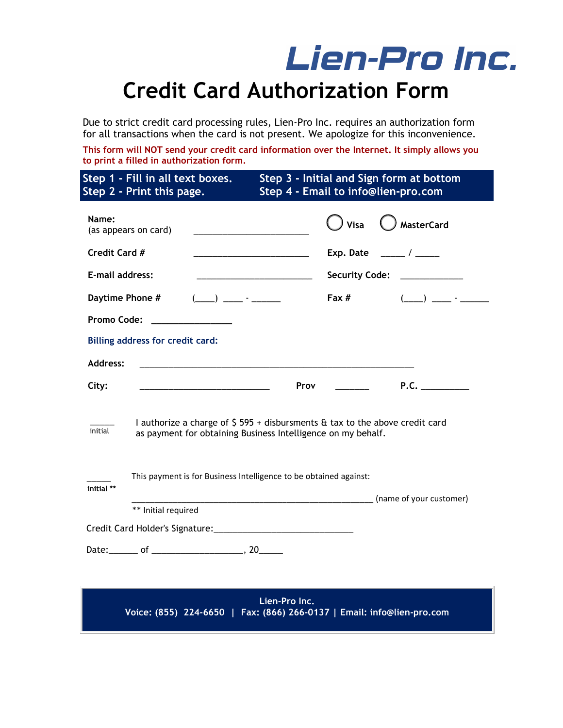# Lien-Pro Inc.

# Credit Card Authorization Form

Due to strict credit card processing rules, Lien-Pro Inc. requires an authorization form for all transactions when the card is not present. We apologize for this inconvenience.

**This form will NOT send your credit card information over the Internet. It simply allows you to print a filled in authorization form.**

**Step 1 - Fill in all text boxes.**
**Step 2 - Print this page.**
**Step 3 - Initial and Sign form at bottom**
**Step 4 - Email to info@lien-pro.com**

**Name:** (as appears on card) ________________________ ◯ **Visa** ◯ **MasterCard**

**Credit Card #** ________________________ **Exp. Date** _____ / _____

**E-mail address:** ________________________ **Security Code:** _____________

**Daytime Phone #** (____) ____ - ______ **Fax #** (____) ____ - ______

**Promo Code:** ________________

**Billing address for credit card:**

**Address:** __________________________________________________________

**City:** ____________________________ **Prov** _______ **P.C.** __________

_____
initial

I authorize a charge of $ 595 + disbursments & tax to the above credit card as payment for obtaining Business Intelligence on my behalf.

_____
**initial \*\***

This payment is for Business Intelligence to be obtained against:

____________________________________________________ (name of your customer)

\*\* Initial required

Credit Card Holder's Signature:_____________________________

Date:______ of ___________________, 20_____

**Lien-Pro Inc.**
**Voice: (855) 224-6650 | Fax: (866) 266-0137 | Email: info@lien-pro.com**